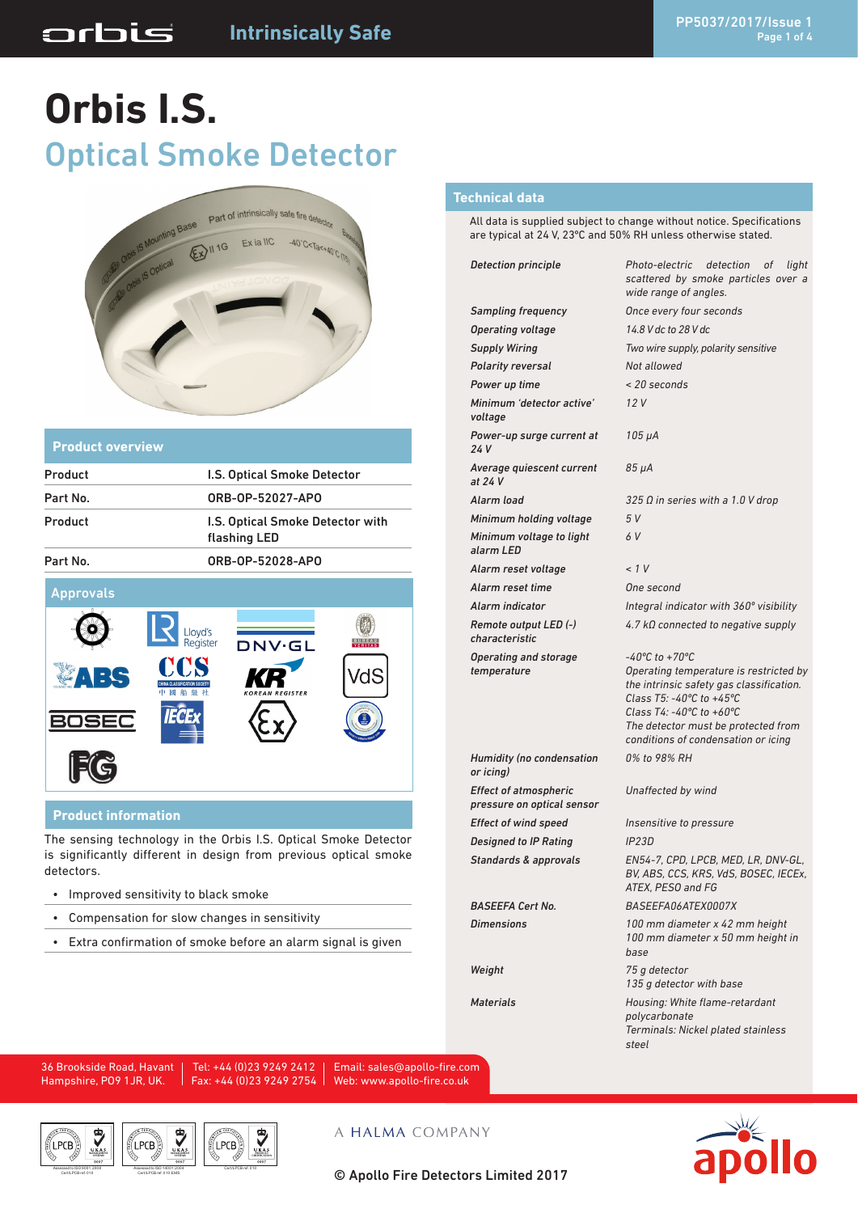# Orbis I.S.

## Optical Smoke Detector

### Product overview

| Product | I.S. Optical Smoke Detector |
|---|---|
| Part No. | ORB-OP-52027-APO |
| Product | I.S. Optical Smoke Detector with flashing LED |
| Part No. | ORB-OP-52028-APO |

### Approvals

### Product information

The sensing technology in the Orbis I.S. Optical Smoke Detector is significantly different in design from previous optical smoke detectors.

- Improved sensitivity to black smoke
- Compensation for slow changes in sensitivity
- Extra confirmation of smoke before an alarm signal is given

### Technical data

All data is supplied subject to change without notice. Specifications are typical at 24 V, 23°C and 50% RH unless otherwise stated.

| | |
|---|---|
| *Detection principle* | *Photo-electric detection of light scattered by smoke particles over a wide range of angles.* |
| *Sampling frequency* | *Once every four seconds* |
| *Operating voltage* | *14.8 V dc to 28 V dc* |
| *Supply Wiring* | *Two wire supply, polarity sensitive* |
| *Polarity reversal* | *Not allowed* |
| *Power up time* | *< 20 seconds* |
| *Minimum 'detector active' voltage* | *12 V* |
| *Power-up surge current at 24 V* | *105 μA* |
| *Average quiescent current at 24 V* | *85 μA* |
| *Alarm load* | *325 Ω in series with a 1.0 V drop* |
| *Minimum holding voltage* | *5 V* |
| *Minimum voltage to light alarm LED* | *6 V* |
| *Alarm reset voltage* | *< 1 V* |
| *Alarm reset time* | *One second* |
| *Alarm indicator* | *Integral indicator with 360° visibility* |
| *Remote output LED (-) characteristic* | *4.7 kΩ connected to negative supply* |
| *Operating and storage temperature* | *-40°C to +70°C<br>Operating temperature is restricted by the intrinsic safety gas classification.<br>Class T5: -40°C to +45°C<br>Class T4: -40°C to +60°C<br>The detector must be protected from conditions of condensation or icing* |
| *Humidity (no condensation or icing)* | *0% to 98% RH* |
| *Effect of atmospheric pressure on optical sensor* | *Unaffected by wind* |
| *Effect of wind speed* | *Insensitive to pressure* |
| *Designed to IP Rating* | *IP23D* |
| *Standards & approvals* | *EN54-7, CPD, LPCB, MED, LR, DNV-GL, BV, ABS, CCS, KRS, VdS, BOSEC, IECEx, ATEX, PESO and FG* |
| *BASEEFA Cert No.* | *BASEEFA06ATEX0007X* |
| *Dimensions* | *100 mm diameter x 42 mm height<br>100 mm diameter x 50 mm height in base* |
| *Weight* | *75 g detector<br>135 g detector with base* |
| *Materials* | *Housing: White flame-retardant polycarbonate<br>Terminals: Nickel plated stainless steel* |

36 Brookside Road, Havant Hampshire, PO9 1JR, UK. | Tel: +44 (0)23 9249 2412 Fax: +44 (0)23 9249 2754 | Email: sales@apollo-fire.com Web: www.apollo-fire.co.uk

A HALMA COMPANY

© Apollo Fire Detectors Limited 2017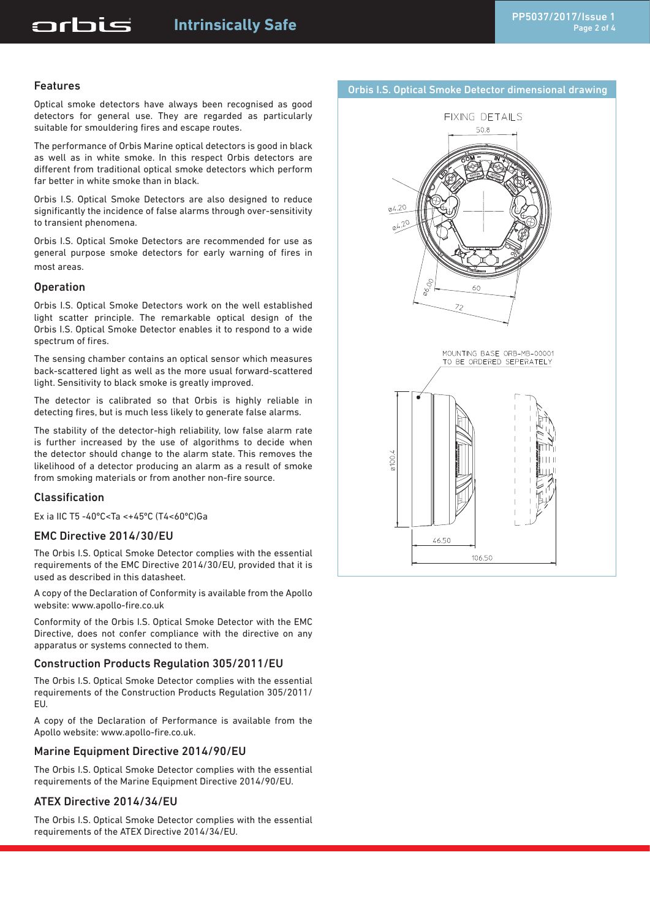## Features

Optical smoke detectors have always been recognised as good detectors for general use. They are regarded as particularly suitable for smouldering fires and escape routes.

The performance of Orbis Marine optical detectors is good in black as well as in white smoke. In this respect Orbis detectors are different from traditional optical smoke detectors which perform far better in white smoke than in black.

Orbis I.S. Optical Smoke Detectors are also designed to reduce significantly the incidence of false alarms through over-sensitivity to transient phenomena.

Orbis I.S. Optical Smoke Detectors are recommended for use as general purpose smoke detectors for early warning of fires in most areas.

## Operation

Orbis I.S. Optical Smoke Detectors work on the well established light scatter principle. The remarkable optical design of the Orbis I.S. Optical Smoke Detector enables it to respond to a wide spectrum of fires.

The sensing chamber contains an optical sensor which measures back-scattered light as well as the more usual forward-scattered light. Sensitivity to black smoke is greatly improved.

The detector is calibrated so that Orbis is highly reliable in detecting fires, but is much less likely to generate false alarms.

The stability of the detector-high reliability, low false alarm rate is further increased by the use of algorithms to decide when the detector should change to the alarm state. This removes the likelihood of a detector producing an alarm as a result of smoke from smoking materials or from another non-fire source.

## Classification

Ex ia IIC T5 -40°C<Ta <+45°C (T4<60°C)Ga

## EMC Directive 2014/30/EU

The Orbis I.S. Optical Smoke Detector complies with the essential requirements of the EMC Directive 2014/30/EU, provided that it is used as described in this datasheet.

A copy of the Declaration of Conformity is available from the Apollo website: www.apollo-fire.co.uk

Conformity of the Orbis I.S. Optical Smoke Detector with the EMC Directive, does not confer compliance with the directive on any apparatus or systems connected to them.

## Construction Products Regulation 305/2011/EU

The Orbis I.S. Optical Smoke Detector complies with the essential requirements of the Construction Products Regulation 305/2011/EU.

A copy of the Declaration of Performance is available from the Apollo website: www.apollo-fire.co.uk.

## Marine Equipment Directive 2014/90/EU

The Orbis I.S. Optical Smoke Detector complies with the essential requirements of the Marine Equipment Directive 2014/90/EU.

## ATEX Directive 2014/34/EU

The Orbis I.S. Optical Smoke Detector complies with the essential requirements of the ATEX Directive 2014/34/EU.

## Orbis I.S. Optical Smoke Detector dimensional drawing

FIXING DETAILS

50.8

ø4.20

ø4.20

ø6.00

60

72

MOUNTING BASE ORB-MB-00001
TO BE ORDERED SEPERATELY

ø100.4

46.50

106.50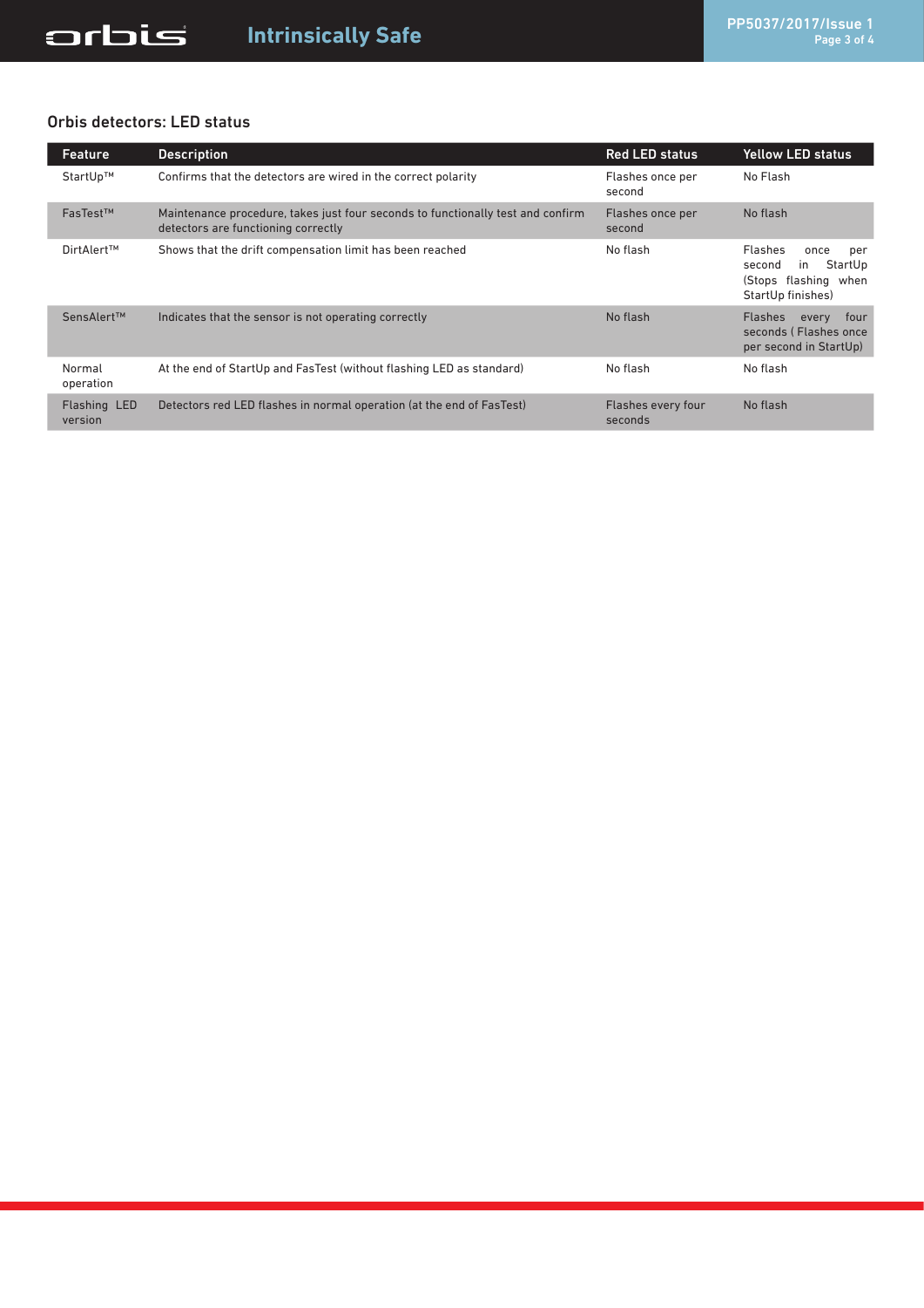## Orbis detectors: LED status

| Feature | Description | Red LED status | Yellow LED status |
|---|---|---|---|
| StartUp™ | Confirms that the detectors are wired in the correct polarity | Flashes once per second | No Flash |
| FasTest™ | Maintenance procedure, takes just four seconds to functionally test and confirm detectors are functioning correctly | Flashes once per second | No flash |
| DirtAlert™ | Shows that the drift compensation limit has been reached | No flash | Flashes once per second in StartUp (Stops flashing when StartUp finishes) |
| SensAlert™ | Indicates that the sensor is not operating correctly | No flash | Flashes every four seconds ( Flashes once per second in StartUp) |
| Normal operation | At the end of StartUp and FasTest (without flashing LED as standard) | No flash | No flash |
| Flashing LED version | Detectors red LED flashes in normal operation (at the end of FasTest) | Flashes every four seconds | No flash |